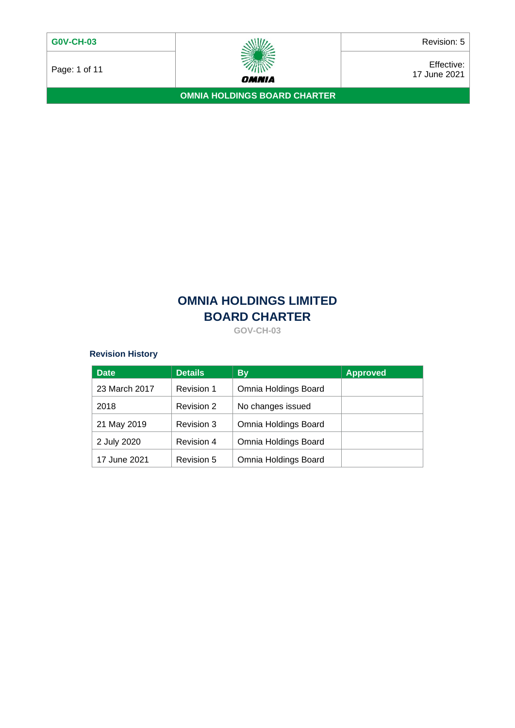# OMNIA HOLDINGS LIMITED
# BOARD CHARTER

GOV-CH-03

### Revision History

| Date | Details | By | Approved |
|---|---|---|---|
| 23 March 2017 | Revision 1 | Omnia Holdings Board | |
| 2018 | Revision 2 | No changes issued | |
| 21 May 2019 | Revision 3 | Omnia Holdings Board | |
| 2 July 2020 | Revision 4 | Omnia Holdings Board | |
| 17 June 2021 | Revision 5 | Omnia Holdings Board | |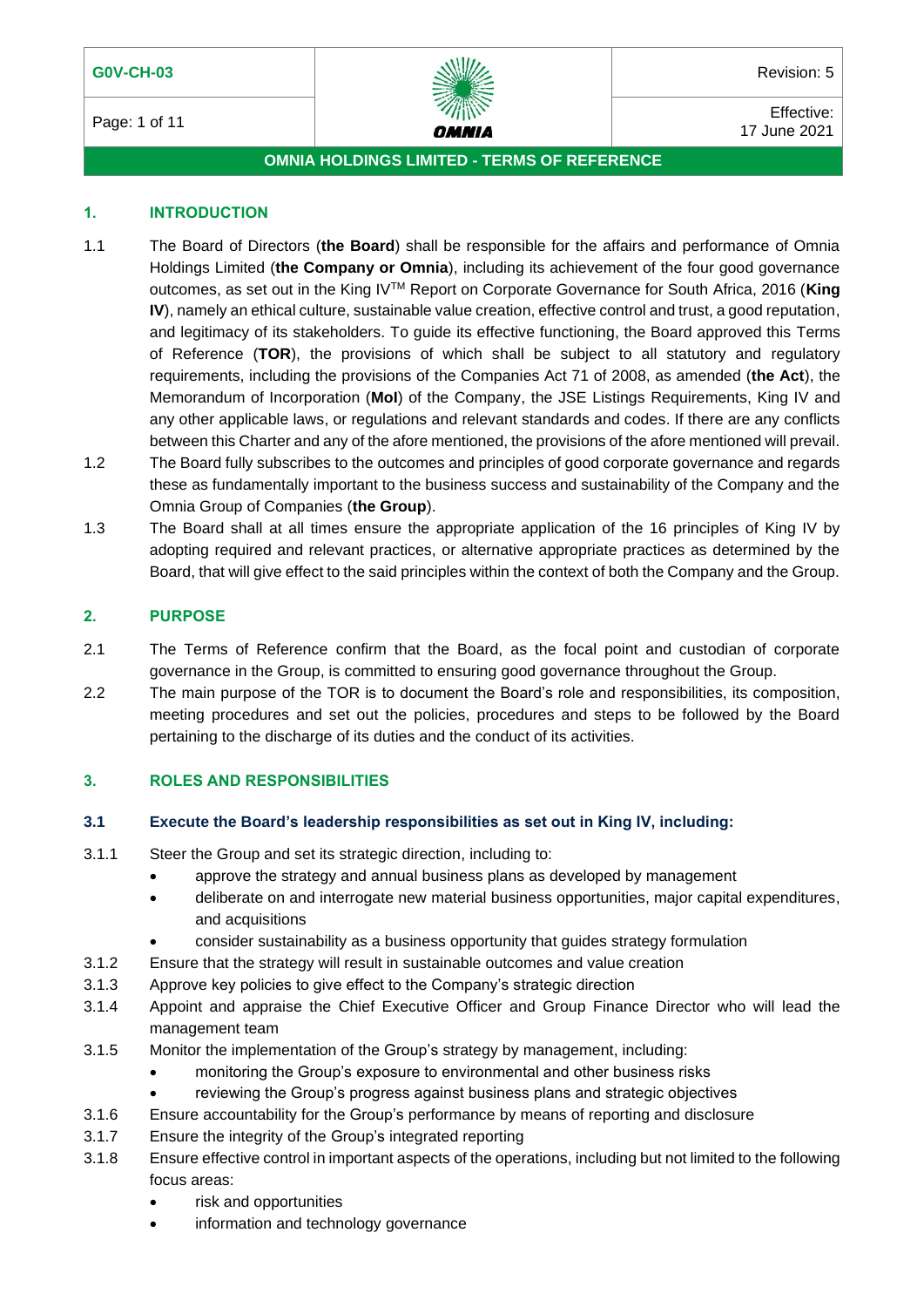## 1. INTRODUCTION

1.1 The Board of Directors (**the Board**) shall be responsible for the affairs and performance of Omnia Holdings Limited (**the Company or Omnia**), including its achievement of the four good governance outcomes, as set out in the King IV™ Report on Corporate Governance for South Africa, 2016 (**King IV**), namely an ethical culture, sustainable value creation, effective control and trust, a good reputation, and legitimacy of its stakeholders. To guide its effective functioning, the Board approved this Terms of Reference (**TOR**), the provisions of which shall be subject to all statutory and regulatory requirements, including the provisions of the Companies Act 71 of 2008, as amended (**the Act**), the Memorandum of Incorporation (**MoI**) of the Company, the JSE Listings Requirements, King IV and any other applicable laws, or regulations and relevant standards and codes. If there are any conflicts between this Charter and any of the afore mentioned, the provisions of the afore mentioned will prevail.

1.2 The Board fully subscribes to the outcomes and principles of good corporate governance and regards these as fundamentally important to the business success and sustainability of the Company and the Omnia Group of Companies (**the Group**).

1.3 The Board shall at all times ensure the appropriate application of the 16 principles of King IV by adopting required and relevant practices, or alternative appropriate practices as determined by the Board, that will give effect to the said principles within the context of both the Company and the Group.

## 2. PURPOSE

2.1 The Terms of Reference confirm that the Board, as the focal point and custodian of corporate governance in the Group, is committed to ensuring good governance throughout the Group.

2.2 The main purpose of the TOR is to document the Board's role and responsibilities, its composition, meeting procedures and set out the policies, procedures and steps to be followed by the Board pertaining to the discharge of its duties and the conduct of its activities.

## 3. ROLES AND RESPONSIBILITIES

### 3.1 Execute the Board's leadership responsibilities as set out in King IV, including:

3.1.1 Steer the Group and set its strategic direction, including to:

- approve the strategy and annual business plans as developed by management
- deliberate on and interrogate new material business opportunities, major capital expenditures, and acquisitions
- consider sustainability as a business opportunity that guides strategy formulation

3.1.2 Ensure that the strategy will result in sustainable outcomes and value creation

3.1.3 Approve key policies to give effect to the Company's strategic direction

3.1.4 Appoint and appraise the Chief Executive Officer and Group Finance Director who will lead the management team

3.1.5 Monitor the implementation of the Group's strategy by management, including:

- monitoring the Group's exposure to environmental and other business risks
- reviewing the Group's progress against business plans and strategic objectives

3.1.6 Ensure accountability for the Group's performance by means of reporting and disclosure

3.1.7 Ensure the integrity of the Group's integrated reporting

3.1.8 Ensure effective control in important aspects of the operations, including but not limited to the following focus areas:

- risk and opportunities
- information and technology governance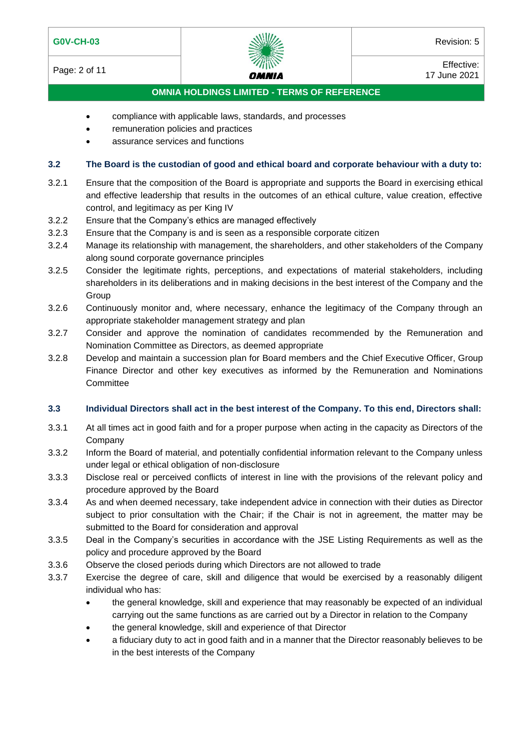- compliance with applicable laws, standards, and processes
- remuneration policies and practices
- assurance services and functions

**3.2 The Board is the custodian of good and ethical board and corporate behaviour with a duty to:**

3.2.1 Ensure that the composition of the Board is appropriate and supports the Board in exercising ethical and effective leadership that results in the outcomes of an ethical culture, value creation, effective control, and legitimacy as per King IV

3.2.2 Ensure that the Company's ethics are managed effectively

3.2.3 Ensure that the Company is and is seen as a responsible corporate citizen

3.2.4 Manage its relationship with management, the shareholders, and other stakeholders of the Company along sound corporate governance principles

3.2.5 Consider the legitimate rights, perceptions, and expectations of material stakeholders, including shareholders in its deliberations and in making decisions in the best interest of the Company and the Group

3.2.6 Continuously monitor and, where necessary, enhance the legitimacy of the Company through an appropriate stakeholder management strategy and plan

3.2.7 Consider and approve the nomination of candidates recommended by the Remuneration and Nomination Committee as Directors, as deemed appropriate

3.2.8 Develop and maintain a succession plan for Board members and the Chief Executive Officer, Group Finance Director and other key executives as informed by the Remuneration and Nominations Committee

**3.3 Individual Directors shall act in the best interest of the Company. To this end, Directors shall:**

3.3.1 At all times act in good faith and for a proper purpose when acting in the capacity as Directors of the Company

3.3.2 Inform the Board of material, and potentially confidential information relevant to the Company unless under legal or ethical obligation of non-disclosure

3.3.3 Disclose real or perceived conflicts of interest in line with the provisions of the relevant policy and procedure approved by the Board

3.3.4 As and when deemed necessary, take independent advice in connection with their duties as Director subject to prior consultation with the Chair; if the Chair is not in agreement, the matter may be submitted to the Board for consideration and approval

3.3.5 Deal in the Company's securities in accordance with the JSE Listing Requirements as well as the policy and procedure approved by the Board

3.3.6 Observe the closed periods during which Directors are not allowed to trade

3.3.7 Exercise the degree of care, skill and diligence that would be exercised by a reasonably diligent individual who has:

- the general knowledge, skill and experience that may reasonably be expected of an individual carrying out the same functions as are carried out by a Director in relation to the Company
- the general knowledge, skill and experience of that Director
- a fiduciary duty to act in good faith and in a manner that the Director reasonably believes to be in the best interests of the Company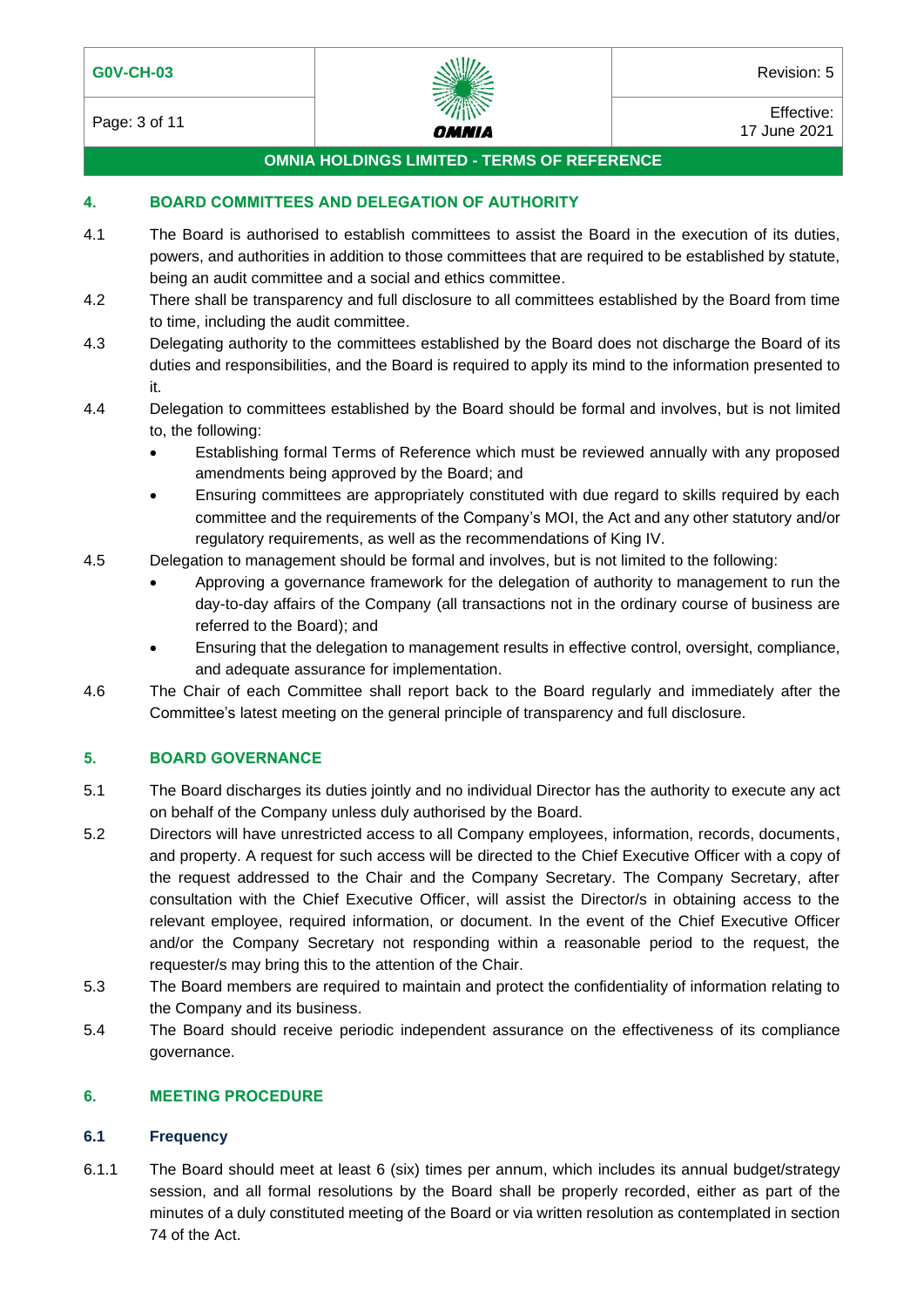## 4. BOARD COMMITTEES AND DELEGATION OF AUTHORITY

4.1 The Board is authorised to establish committees to assist the Board in the execution of its duties, powers, and authorities in addition to those committees that are required to be established by statute, being an audit committee and a social and ethics committee.

4.2 There shall be transparency and full disclosure to all committees established by the Board from time to time, including the audit committee.

4.3 Delegating authority to the committees established by the Board does not discharge the Board of its duties and responsibilities, and the Board is required to apply its mind to the information presented to it.

4.4 Delegation to committees established by the Board should be formal and involves, but is not limited to, the following:

- Establishing formal Terms of Reference which must be reviewed annually with any proposed amendments being approved by the Board; and
- Ensuring committees are appropriately constituted with due regard to skills required by each committee and the requirements of the Company's MOI, the Act and any other statutory and/or regulatory requirements, as well as the recommendations of King IV.

4.5 Delegation to management should be formal and involves, but is not limited to the following:

- Approving a governance framework for the delegation of authority to management to run the day-to-day affairs of the Company (all transactions not in the ordinary course of business are referred to the Board); and
- Ensuring that the delegation to management results in effective control, oversight, compliance, and adequate assurance for implementation.

4.6 The Chair of each Committee shall report back to the Board regularly and immediately after the Committee's latest meeting on the general principle of transparency and full disclosure.

## 5. BOARD GOVERNANCE

5.1 The Board discharges its duties jointly and no individual Director has the authority to execute any act on behalf of the Company unless duly authorised by the Board.

5.2 Directors will have unrestricted access to all Company employees, information, records, documents, and property. A request for such access will be directed to the Chief Executive Officer with a copy of the request addressed to the Chair and the Company Secretary. The Company Secretary, after consultation with the Chief Executive Officer, will assist the Director/s in obtaining access to the relevant employee, required information, or document. In the event of the Chief Executive Officer and/or the Company Secretary not responding within a reasonable period to the request, the requester/s may bring this to the attention of the Chair.

5.3 The Board members are required to maintain and protect the confidentiality of information relating to the Company and its business.

5.4 The Board should receive periodic independent assurance on the effectiveness of its compliance governance.

## 6. MEETING PROCEDURE

### 6.1 Frequency

6.1.1 The Board should meet at least 6 (six) times per annum, which includes its annual budget/strategy session, and all formal resolutions by the Board shall be properly recorded, either as part of the minutes of a duly constituted meeting of the Board or via written resolution as contemplated in section 74 of the Act.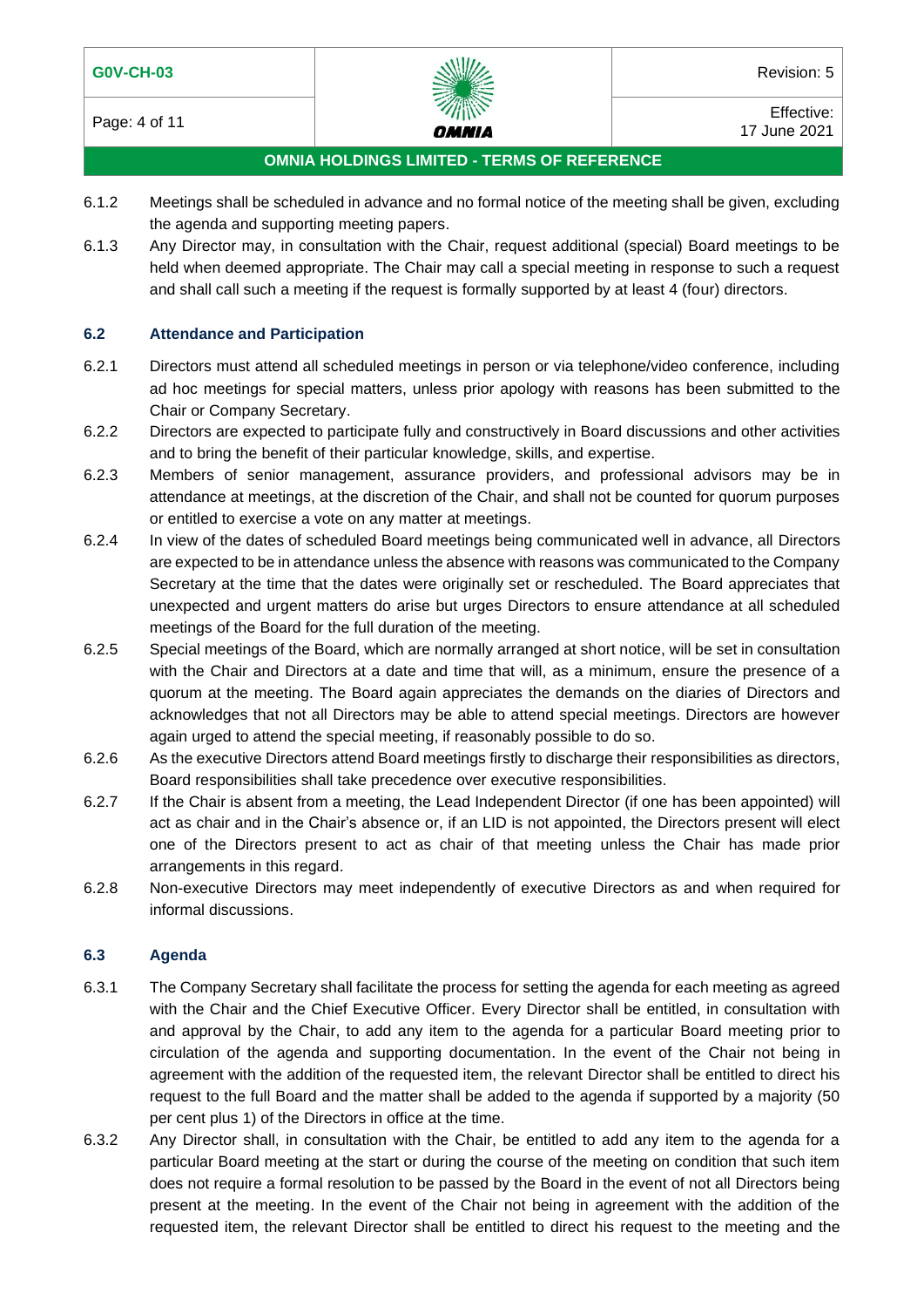6.1.2 Meetings shall be scheduled in advance and no formal notice of the meeting shall be given, excluding the agenda and supporting meeting papers.

6.1.3 Any Director may, in consultation with the Chair, request additional (special) Board meetings to be held when deemed appropriate. The Chair may call a special meeting in response to such a request and shall call such a meeting if the request is formally supported by at least 4 (four) directors.

### 6.2 Attendance and Participation

6.2.1 Directors must attend all scheduled meetings in person or via telephone/video conference, including ad hoc meetings for special matters, unless prior apology with reasons has been submitted to the Chair or Company Secretary.

6.2.2 Directors are expected to participate fully and constructively in Board discussions and other activities and to bring the benefit of their particular knowledge, skills, and expertise.

6.2.3 Members of senior management, assurance providers, and professional advisors may be in attendance at meetings, at the discretion of the Chair, and shall not be counted for quorum purposes or entitled to exercise a vote on any matter at meetings.

6.2.4 In view of the dates of scheduled Board meetings being communicated well in advance, all Directors are expected to be in attendance unless the absence with reasons was communicated to the Company Secretary at the time that the dates were originally set or rescheduled. The Board appreciates that unexpected and urgent matters do arise but urges Directors to ensure attendance at all scheduled meetings of the Board for the full duration of the meeting.

6.2.5 Special meetings of the Board, which are normally arranged at short notice, will be set in consultation with the Chair and Directors at a date and time that will, as a minimum, ensure the presence of a quorum at the meeting. The Board again appreciates the demands on the diaries of Directors and acknowledges that not all Directors may be able to attend special meetings. Directors are however again urged to attend the special meeting, if reasonably possible to do so.

6.2.6 As the executive Directors attend Board meetings firstly to discharge their responsibilities as directors, Board responsibilities shall take precedence over executive responsibilities.

6.2.7 If the Chair is absent from a meeting, the Lead Independent Director (if one has been appointed) will act as chair and in the Chair's absence or, if an LID is not appointed, the Directors present will elect one of the Directors present to act as chair of that meeting unless the Chair has made prior arrangements in this regard.

6.2.8 Non-executive Directors may meet independently of executive Directors as and when required for informal discussions.

### 6.3 Agenda

6.3.1 The Company Secretary shall facilitate the process for setting the agenda for each meeting as agreed with the Chair and the Chief Executive Officer. Every Director shall be entitled, in consultation with and approval by the Chair, to add any item to the agenda for a particular Board meeting prior to circulation of the agenda and supporting documentation. In the event of the Chair not being in agreement with the addition of the requested item, the relevant Director shall be entitled to direct his request to the full Board and the matter shall be added to the agenda if supported by a majority (50 per cent plus 1) of the Directors in office at the time.

6.3.2 Any Director shall, in consultation with the Chair, be entitled to add any item to the agenda for a particular Board meeting at the start or during the course of the meeting on condition that such item does not require a formal resolution to be passed by the Board in the event of not all Directors being present at the meeting. In the event of the Chair not being in agreement with the addition of the requested item, the relevant Director shall be entitled to direct his request to the meeting and the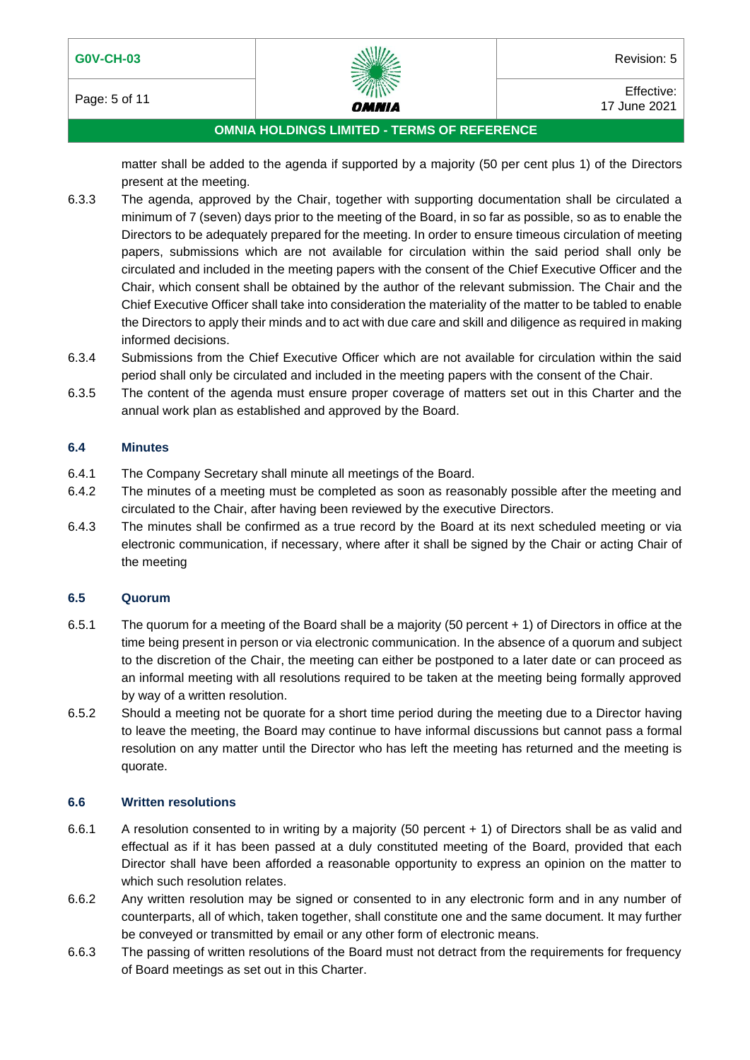matter shall be added to the agenda if supported by a majority (50 per cent plus 1) of the Directors present at the meeting.

6.3.3 The agenda, approved by the Chair, together with supporting documentation shall be circulated a minimum of 7 (seven) days prior to the meeting of the Board, in so far as possible, so as to enable the Directors to be adequately prepared for the meeting. In order to ensure timeous circulation of meeting papers, submissions which are not available for circulation within the said period shall only be circulated and included in the meeting papers with the consent of the Chief Executive Officer and the Chair, which consent shall be obtained by the author of the relevant submission. The Chair and the Chief Executive Officer shall take into consideration the materiality of the matter to be tabled to enable the Directors to apply their minds and to act with due care and skill and diligence as required in making informed decisions.

6.3.4 Submissions from the Chief Executive Officer which are not available for circulation within the said period shall only be circulated and included in the meeting papers with the consent of the Chair.

6.3.5 The content of the agenda must ensure proper coverage of matters set out in this Charter and the annual work plan as established and approved by the Board.

### 6.4 Minutes

6.4.1 The Company Secretary shall minute all meetings of the Board.

6.4.2 The minutes of a meeting must be completed as soon as reasonably possible after the meeting and circulated to the Chair, after having been reviewed by the executive Directors.

6.4.3 The minutes shall be confirmed as a true record by the Board at its next scheduled meeting or via electronic communication, if necessary, where after it shall be signed by the Chair or acting Chair of the meeting

### 6.5 Quorum

6.5.1 The quorum for a meeting of the Board shall be a majority (50 percent + 1) of Directors in office at the time being present in person or via electronic communication. In the absence of a quorum and subject to the discretion of the Chair, the meeting can either be postponed to a later date or can proceed as an informal meeting with all resolutions required to be taken at the meeting being formally approved by way of a written resolution.

6.5.2 Should a meeting not be quorate for a short time period during the meeting due to a Director having to leave the meeting, the Board may continue to have informal discussions but cannot pass a formal resolution on any matter until the Director who has left the meeting has returned and the meeting is quorate.

### 6.6 Written resolutions

6.6.1 A resolution consented to in writing by a majority (50 percent + 1) of Directors shall be as valid and effectual as if it has been passed at a duly constituted meeting of the Board, provided that each Director shall have been afforded a reasonable opportunity to express an opinion on the matter to which such resolution relates.

6.6.2 Any written resolution may be signed or consented to in any electronic form and in any number of counterparts, all of which, taken together, shall constitute one and the same document. It may further be conveyed or transmitted by email or any other form of electronic means.

6.6.3 The passing of written resolutions of the Board must not detract from the requirements for frequency of Board meetings as set out in this Charter.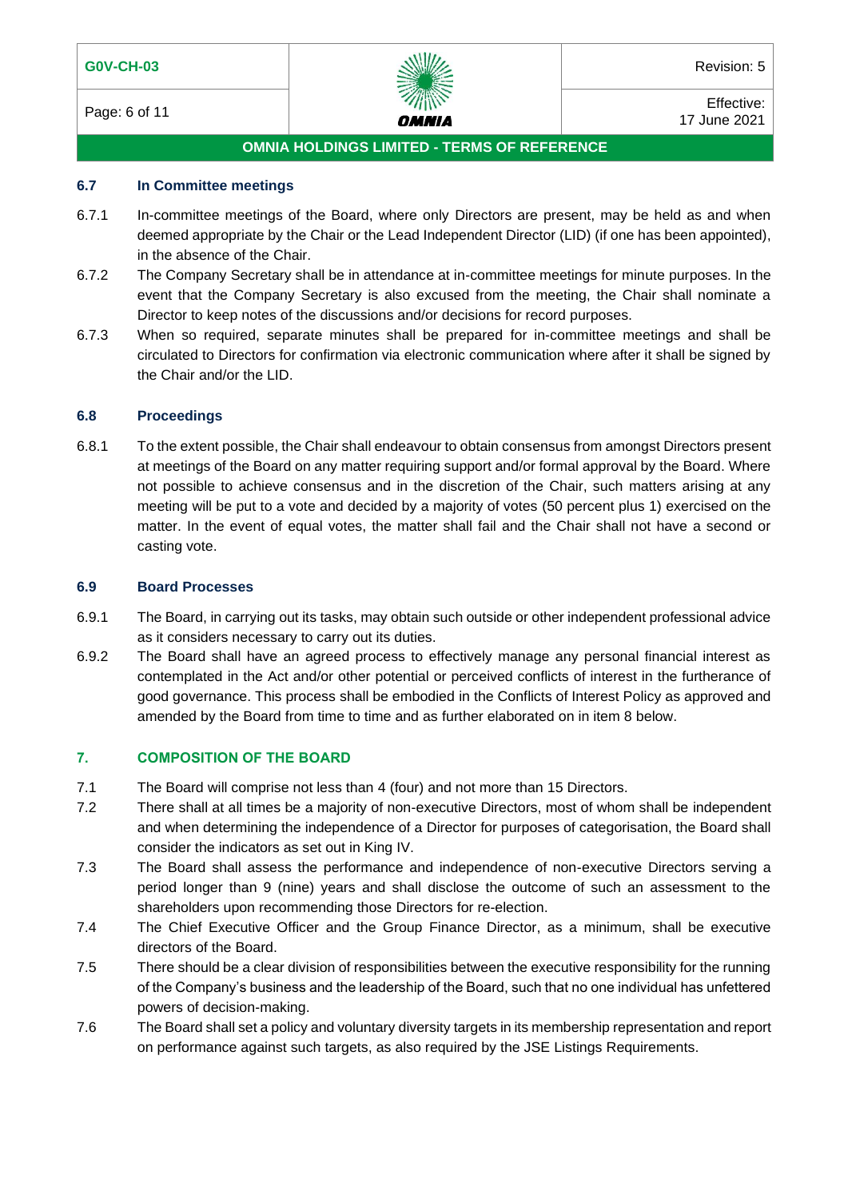### 6.7 In Committee meetings

6.7.1 In-committee meetings of the Board, where only Directors are present, may be held as and when deemed appropriate by the Chair or the Lead Independent Director (LID) (if one has been appointed), in the absence of the Chair.

6.7.2 The Company Secretary shall be in attendance at in-committee meetings for minute purposes. In the event that the Company Secretary is also excused from the meeting, the Chair shall nominate a Director to keep notes of the discussions and/or decisions for record purposes.

6.7.3 When so required, separate minutes shall be prepared for in-committee meetings and shall be circulated to Directors for confirmation via electronic communication where after it shall be signed by the Chair and/or the LID.

### 6.8 Proceedings

6.8.1 To the extent possible, the Chair shall endeavour to obtain consensus from amongst Directors present at meetings of the Board on any matter requiring support and/or formal approval by the Board. Where not possible to achieve consensus and in the discretion of the Chair, such matters arising at any meeting will be put to a vote and decided by a majority of votes (50 percent plus 1) exercised on the matter. In the event of equal votes, the matter shall fail and the Chair shall not have a second or casting vote.

### 6.9 Board Processes

6.9.1 The Board, in carrying out its tasks, may obtain such outside or other independent professional advice as it considers necessary to carry out its duties.

6.9.2 The Board shall have an agreed process to effectively manage any personal financial interest as contemplated in the Act and/or other potential or perceived conflicts of interest in the furtherance of good governance. This process shall be embodied in the Conflicts of Interest Policy as approved and amended by the Board from time to time and as further elaborated on in item 8 below.

## 7. COMPOSITION OF THE BOARD

7.1 The Board will comprise not less than 4 (four) and not more than 15 Directors.

7.2 There shall at all times be a majority of non-executive Directors, most of whom shall be independent and when determining the independence of a Director for purposes of categorisation, the Board shall consider the indicators as set out in King IV.

7.3 The Board shall assess the performance and independence of non-executive Directors serving a period longer than 9 (nine) years and shall disclose the outcome of such an assessment to the shareholders upon recommending those Directors for re-election.

7.4 The Chief Executive Officer and the Group Finance Director, as a minimum, shall be executive directors of the Board.

7.5 There should be a clear division of responsibilities between the executive responsibility for the running of the Company's business and the leadership of the Board, such that no one individual has unfettered powers of decision-making.

7.6 The Board shall set a policy and voluntary diversity targets in its membership representation and report on performance against such targets, as also required by the JSE Listings Requirements.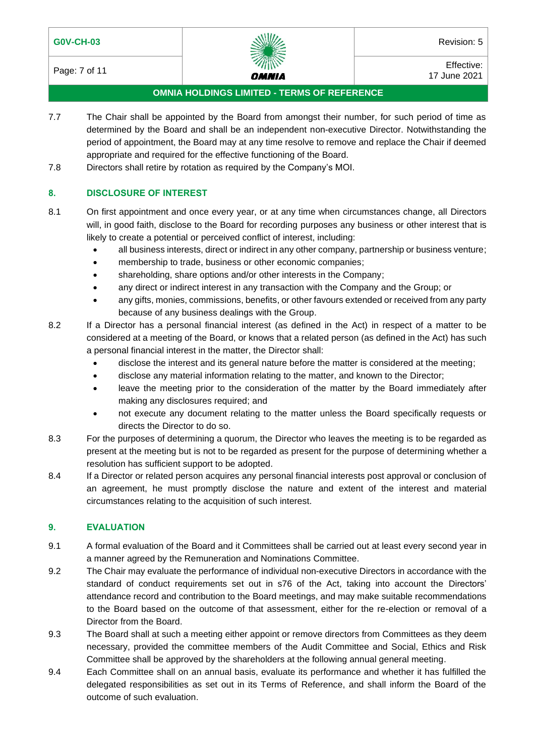7.7 The Chair shall be appointed by the Board from amongst their number, for such period of time as determined by the Board and shall be an independent non-executive Director. Notwithstanding the period of appointment, the Board may at any time resolve to remove and replace the Chair if deemed appropriate and required for the effective functioning of the Board.

7.8 Directors shall retire by rotation as required by the Company's MOI.

## 8. DISCLOSURE OF INTEREST

8.1 On first appointment and once every year, or at any time when circumstances change, all Directors will, in good faith, disclose to the Board for recording purposes any business or other interest that is likely to create a potential or perceived conflict of interest, including:

- all business interests, direct or indirect in any other company, partnership or business venture;
- membership to trade, business or other economic companies;
- shareholding, share options and/or other interests in the Company;
- any direct or indirect interest in any transaction with the Company and the Group; or
- any gifts, monies, commissions, benefits, or other favours extended or received from any party because of any business dealings with the Group.

8.2 If a Director has a personal financial interest (as defined in the Act) in respect of a matter to be considered at a meeting of the Board, or knows that a related person (as defined in the Act) has such a personal financial interest in the matter, the Director shall:

- disclose the interest and its general nature before the matter is considered at the meeting;
- disclose any material information relating to the matter, and known to the Director;
- leave the meeting prior to the consideration of the matter by the Board immediately after making any disclosures required; and
- not execute any document relating to the matter unless the Board specifically requests or directs the Director to do so.

8.3 For the purposes of determining a quorum, the Director who leaves the meeting is to be regarded as present at the meeting but is not to be regarded as present for the purpose of determining whether a resolution has sufficient support to be adopted.

8.4 If a Director or related person acquires any personal financial interests post approval or conclusion of an agreement, he must promptly disclose the nature and extent of the interest and material circumstances relating to the acquisition of such interest.

## 9. EVALUATION

9.1 A formal evaluation of the Board and it Committees shall be carried out at least every second year in a manner agreed by the Remuneration and Nominations Committee.

9.2 The Chair may evaluate the performance of individual non-executive Directors in accordance with the standard of conduct requirements set out in s76 of the Act, taking into account the Directors' attendance record and contribution to the Board meetings, and may make suitable recommendations to the Board based on the outcome of that assessment, either for the re-election or removal of a Director from the Board.

9.3 The Board shall at such a meeting either appoint or remove directors from Committees as they deem necessary, provided the committee members of the Audit Committee and Social, Ethics and Risk Committee shall be approved by the shareholders at the following annual general meeting.

9.4 Each Committee shall on an annual basis, evaluate its performance and whether it has fulfilled the delegated responsibilities as set out in its Terms of Reference, and shall inform the Board of the outcome of such evaluation.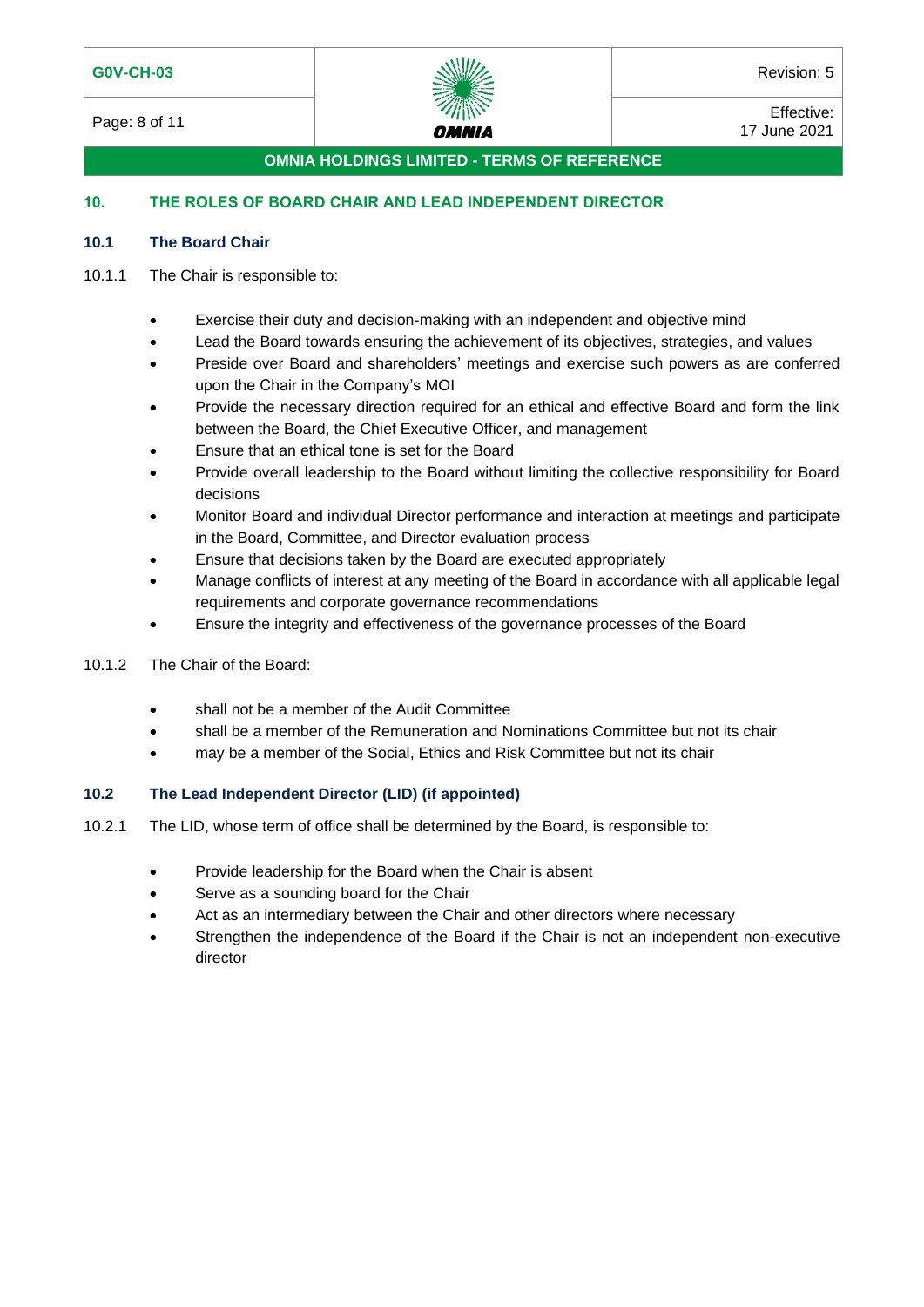## 10. THE ROLES OF BOARD CHAIR AND LEAD INDEPENDENT DIRECTOR

### 10.1 The Board Chair

10.1.1 The Chair is responsible to:

- Exercise their duty and decision-making with an independent and objective mind
- Lead the Board towards ensuring the achievement of its objectives, strategies, and values
- Preside over Board and shareholders' meetings and exercise such powers as are conferred upon the Chair in the Company's MOI
- Provide the necessary direction required for an ethical and effective Board and form the link between the Board, the Chief Executive Officer, and management
- Ensure that an ethical tone is set for the Board
- Provide overall leadership to the Board without limiting the collective responsibility for Board decisions
- Monitor Board and individual Director performance and interaction at meetings and participate in the Board, Committee, and Director evaluation process
- Ensure that decisions taken by the Board are executed appropriately
- Manage conflicts of interest at any meeting of the Board in accordance with all applicable legal requirements and corporate governance recommendations
- Ensure the integrity and effectiveness of the governance processes of the Board

10.1.2 The Chair of the Board:

- shall not be a member of the Audit Committee
- shall be a member of the Remuneration and Nominations Committee but not its chair
- may be a member of the Social, Ethics and Risk Committee but not its chair

### 10.2 The Lead Independent Director (LID) (if appointed)

10.2.1 The LID, whose term of office shall be determined by the Board, is responsible to:

- Provide leadership for the Board when the Chair is absent
- Serve as a sounding board for the Chair
- Act as an intermediary between the Chair and other directors where necessary
- Strengthen the independence of the Board if the Chair is not an independent non-executive director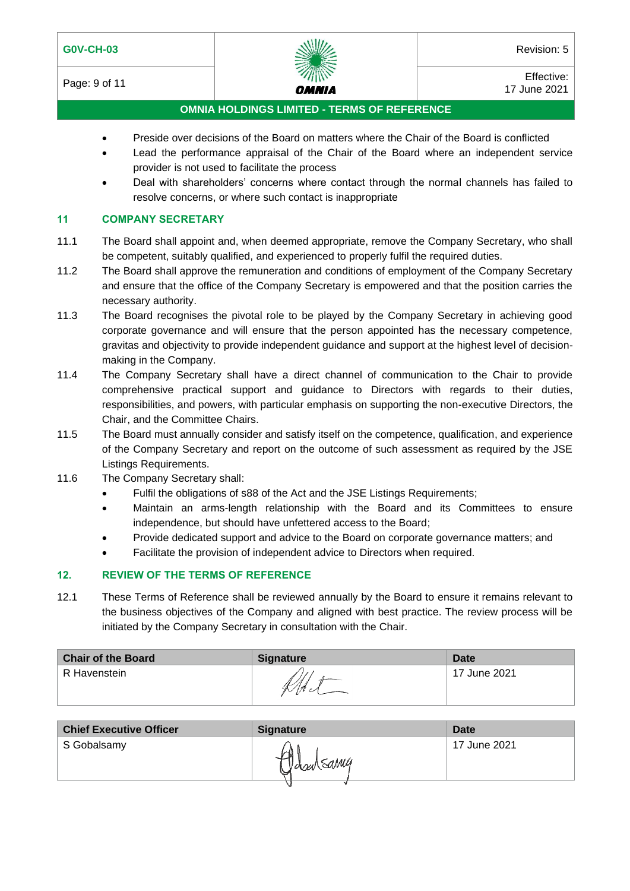- Preside over decisions of the Board on matters where the Chair of the Board is conflicted
- Lead the performance appraisal of the Chair of the Board where an independent service provider is not used to facilitate the process
- Deal with shareholders' concerns where contact through the normal channels has failed to resolve concerns, or where such contact is inappropriate

## 11 COMPANY SECRETARY

11.1 The Board shall appoint and, when deemed appropriate, remove the Company Secretary, who shall be competent, suitably qualified, and experienced to properly fulfil the required duties.

11.2 The Board shall approve the remuneration and conditions of employment of the Company Secretary and ensure that the office of the Company Secretary is empowered and that the position carries the necessary authority.

11.3 The Board recognises the pivotal role to be played by the Company Secretary in achieving good corporate governance and will ensure that the person appointed has the necessary competence, gravitas and objectivity to provide independent guidance and support at the highest level of decision-making in the Company.

11.4 The Company Secretary shall have a direct channel of communication to the Chair to provide comprehensive practical support and guidance to Directors with regards to their duties, responsibilities, and powers, with particular emphasis on supporting the non-executive Directors, the Chair, and the Committee Chairs.

11.5 The Board must annually consider and satisfy itself on the competence, qualification, and experience of the Company Secretary and report on the outcome of such assessment as required by the JSE Listings Requirements.

11.6 The Company Secretary shall:

- Fulfil the obligations of s88 of the Act and the JSE Listings Requirements;
- Maintain an arms-length relationship with the Board and its Committees to ensure independence, but should have unfettered access to the Board;
- Provide dedicated support and advice to the Board on corporate governance matters; and
- Facilitate the provision of independent advice to Directors when required.

## 12. REVIEW OF THE TERMS OF REFERENCE

12.1 These Terms of Reference shall be reviewed annually by the Board to ensure it remains relevant to the business objectives of the Company and aligned with best practice. The review process will be initiated by the Company Secretary in consultation with the Chair.

| Chair of the Board | Signature | Date |
|---|---|---|
| R Havenstein | [signature] | 17 June 2021 |

| Chief Executive Officer | Signature | Date |
|---|---|---|
| S Gobalsamy | [signature] | 17 June 2021 |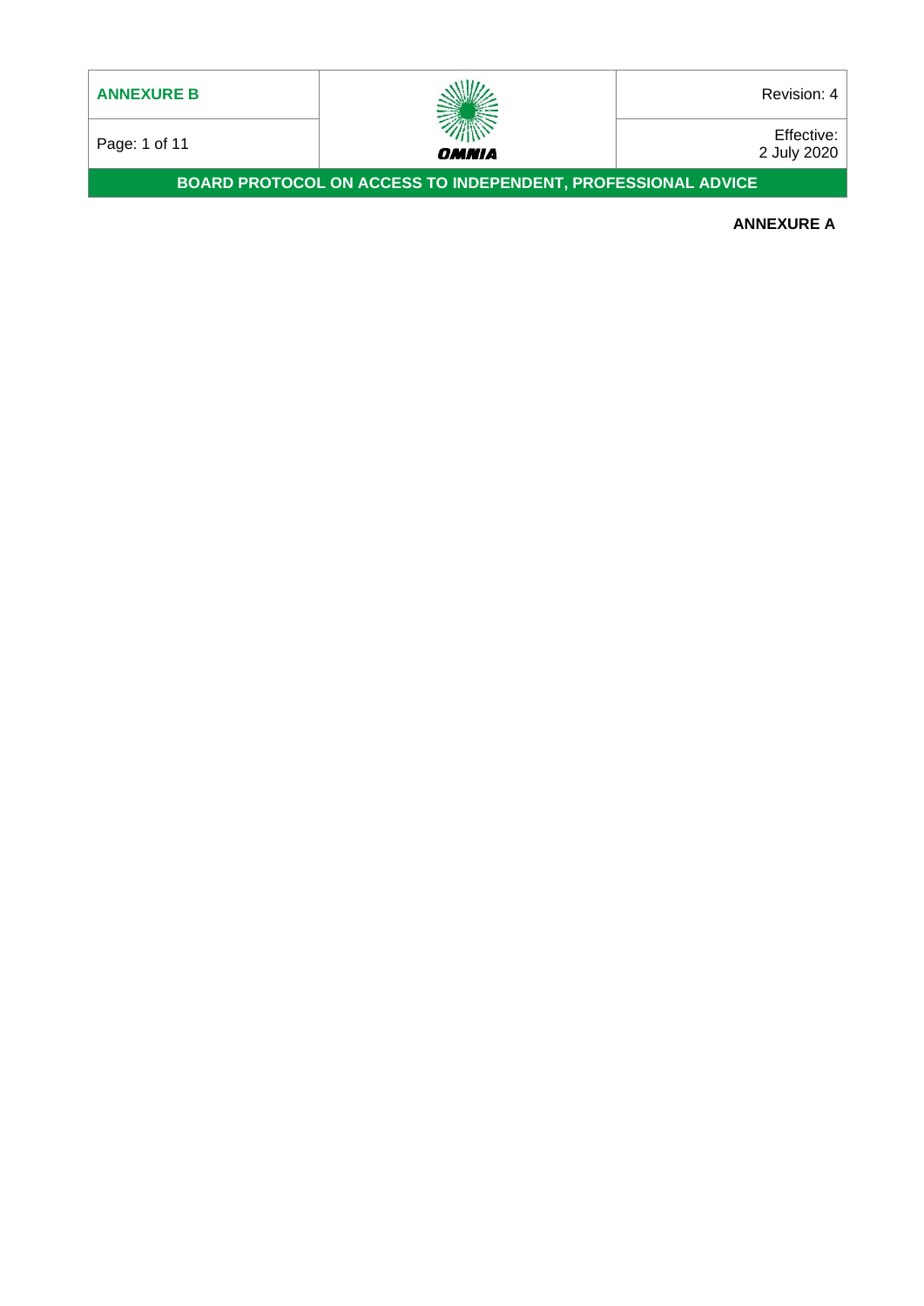**ANNEXURE A**